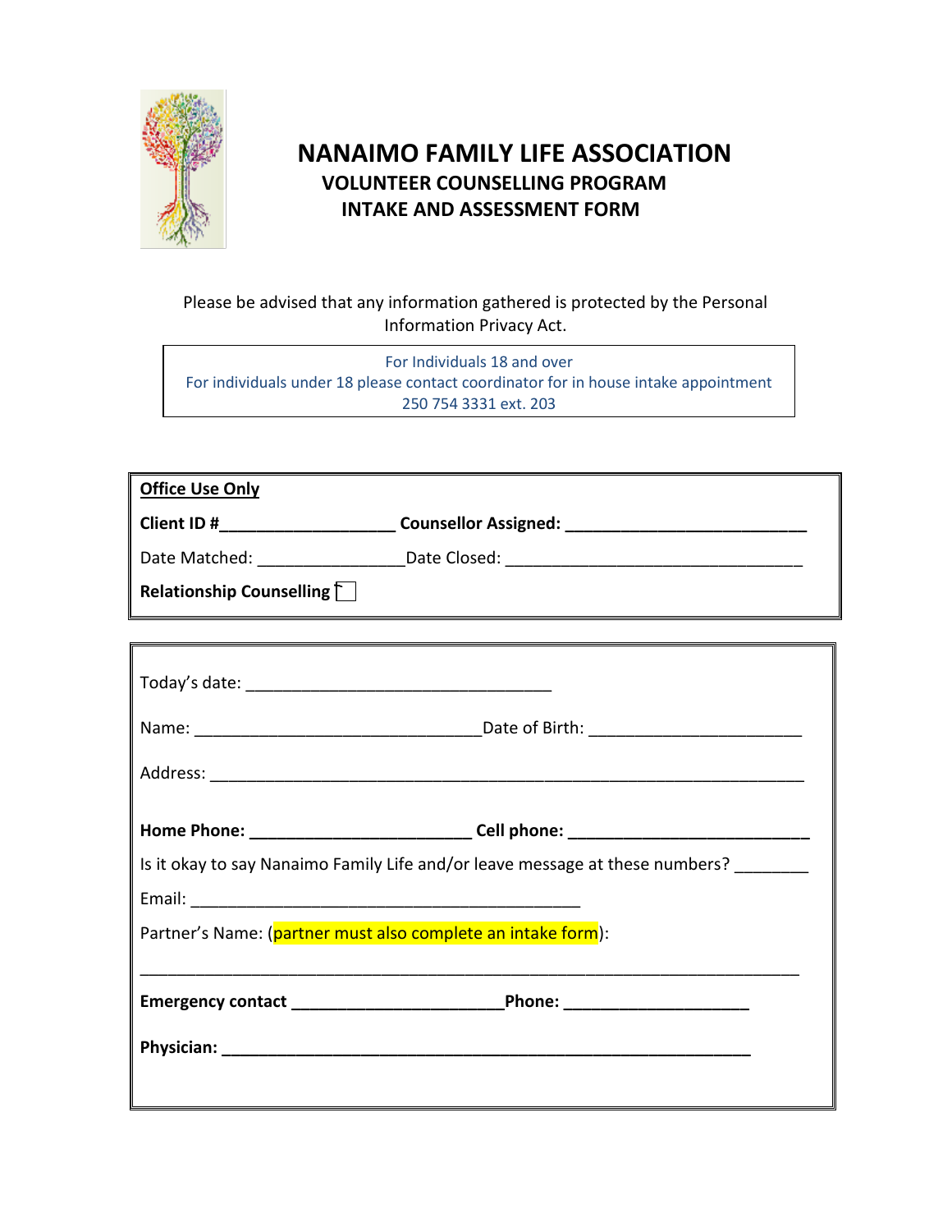# NANAIMO FAMILY LIFE ASSOCIATION

## VOLUNTEER COUNSELLING PROGRAM

## INTAKE AND ASSESSMENT FORM

Please be advised that any information gathered is protected by the Personal Information Privacy Act.

For Individuals 18 and over
For individuals under 18 please contact coordinator for in house intake appointment
250 754 3331 ext. 203

**Office Use Only**

**Client ID #**___________________ **Counsellor Assigned:** ___________________________

Date Matched: ________________Date Closed: _________________________________

**Relationship Counselling** ☐

Today's date: __________________________________

Name: ________________________________Date of Birth: ________________________

Address: __________________________________________________________________

**Home Phone:** _________________________ **Cell phone:** ___________________________

Is it okay to say Nanaimo Family Life and/or leave message at these numbers? ________

Email: ___________________________________________

Partner's Name: (partner must also complete an intake form):

__________________________________________________________________________

**Emergency contact** ________________________**Phone:** _____________________

**Physician:** ___________________________________________________________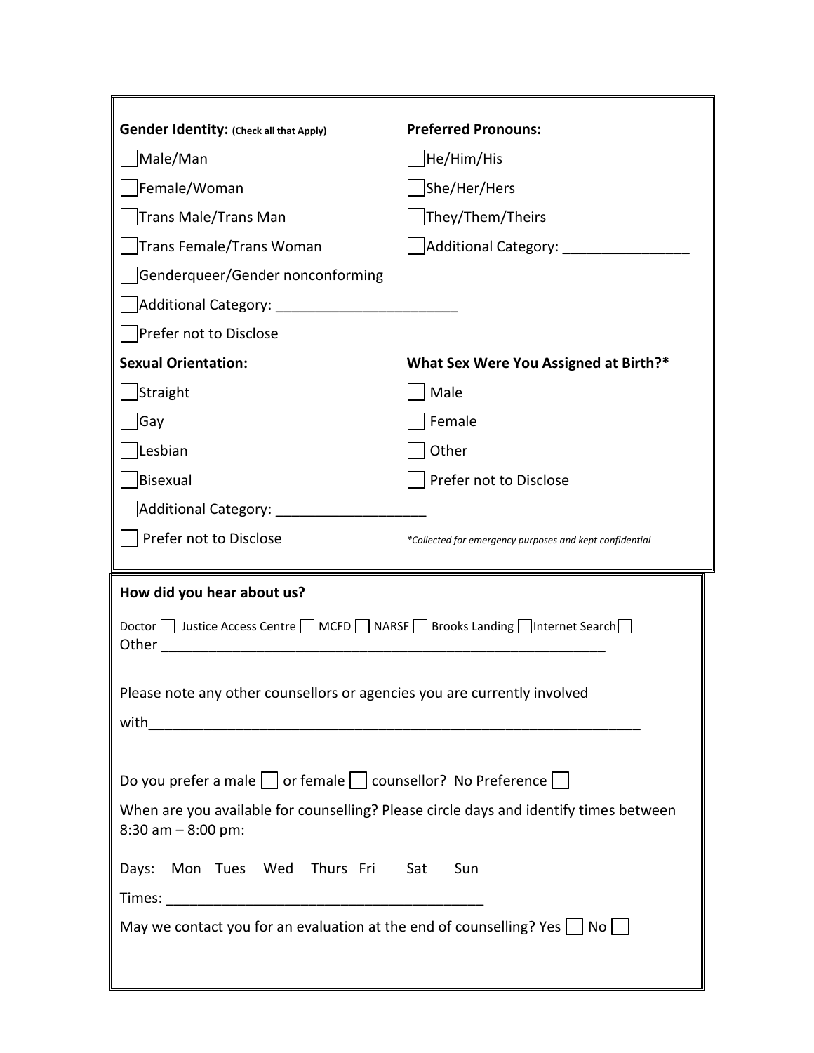**Gender Identity:** (Check all that Apply)

- ☐ Male/Man
- ☐ Female/Woman
- ☐ Trans Male/Trans Man
- ☐ Trans Female/Trans Woman
- ☐ Genderqueer/Gender nonconforming
- ☐ Additional Category: ______________________
- ☐ Prefer not to Disclose

**Preferred Pronouns:**

- ☐ He/Him/His
- ☐ She/Her/Hers
- ☐ They/Them/Theirs
- ☐ Additional Category: _______________

**Sexual Orientation:**

- ☐ Straight
- ☐ Gay
- ☐ Lesbian
- ☐ Bisexual
- ☐ Additional Category: __________________
- ☐ Prefer not to Disclose

**What Sex Were You Assigned at Birth?***

- ☐ Male
- ☐ Female
- ☐ Other
- ☐ Prefer not to Disclose

*\*Collected for emergency purposes and kept confidential*

**How did you hear about us?**

Doctor ☐ Justice Access Centre ☐ MCFD ☐ NARSF ☐ Brooks Landing ☐ Internet Search ☐
Other ________________________________________________________

Please note any other counsellors or agencies you are currently involved with____________________________________________________________

Do you prefer a male ☐ or female ☐ counsellor? No Preference ☐

When are you available for counselling? Please circle days and identify times between 8:30 am – 8:00 pm:

Days: Mon Tues Wed Thurs Fri Sat Sun

Times: _______________________________________

May we contact you for an evaluation at the end of counselling? Yes ☐ No ☐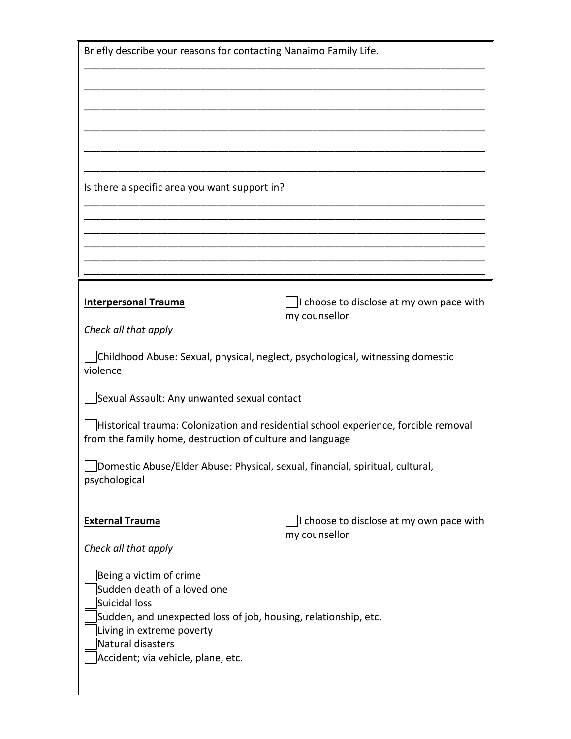Briefly describe your reasons for contacting Nanaimo Family Life.

______________________________________________________________________

______________________________________________________________________

______________________________________________________________________

______________________________________________________________________

______________________________________________________________________

______________________________________________________________________

Is there a specific area you want support in?

______________________________________________________________________

______________________________________________________________________

______________________________________________________________________

______________________________________________________________________

______________________________________________________________________

______________________________________________________________________

**Interpersonal Trauma**

☐ I choose to disclose at my own pace with my counsellor

*Check all that apply*

☐ Childhood Abuse: Sexual, physical, neglect, psychological, witnessing domestic violence

☐ Sexual Assault: Any unwanted sexual contact

☐ Historical trauma: Colonization and residential school experience, forcible removal from the family home, destruction of culture and language

☐ Domestic Abuse/Elder Abuse: Physical, sexual, financial, spiritual, cultural, psychological

**External Trauma**

☐ I choose to disclose at my own pace with my counsellor

*Check all that apply*

☐ Being a victim of crime
☐ Sudden death of a loved one
☐ Suicidal loss
☐ Sudden, and unexpected loss of job, housing, relationship, etc.
☐ Living in extreme poverty
☐ Natural disasters
☐ Accident; via vehicle, plane, etc.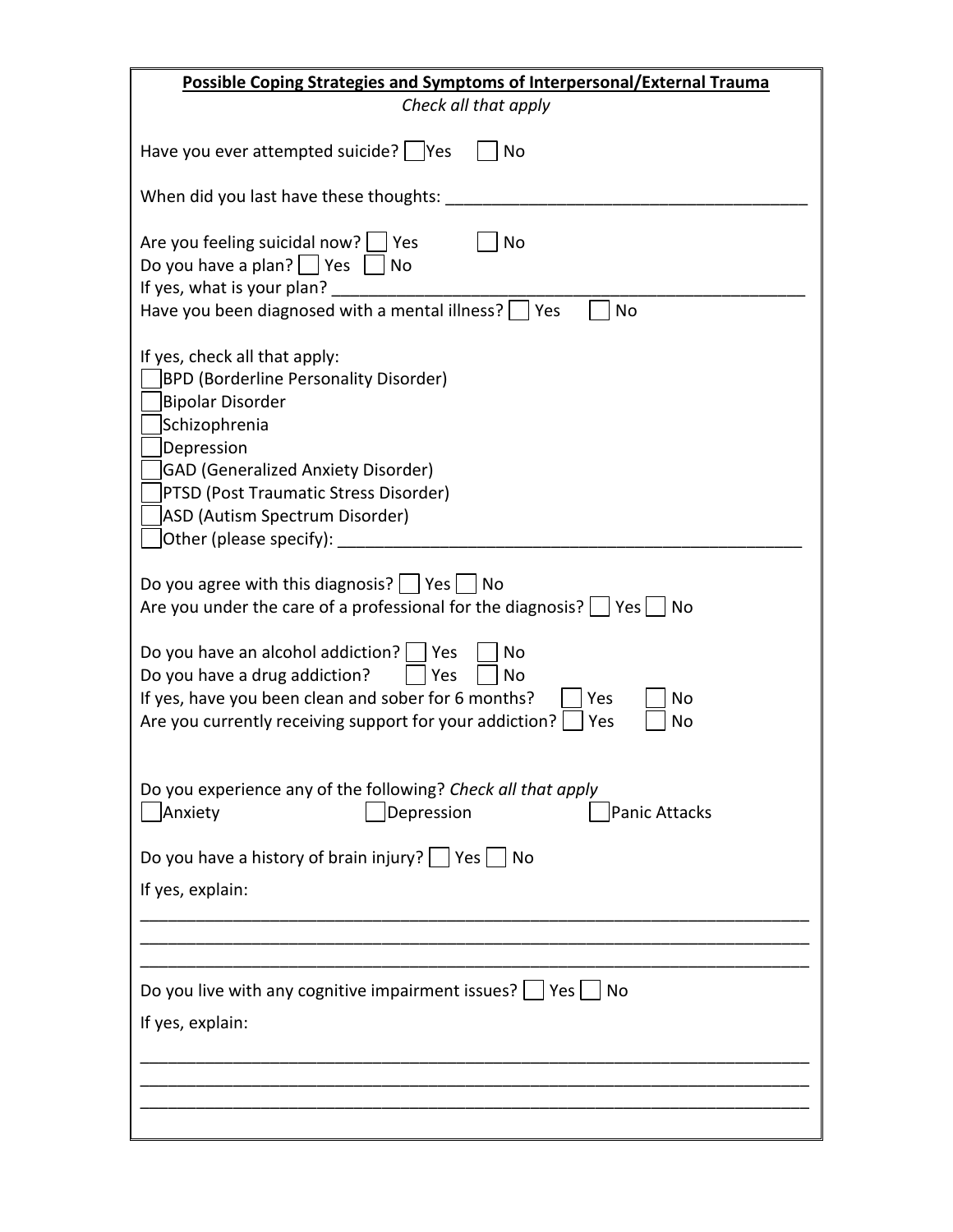**Possible Coping Strategies and Symptoms of Interpersonal/External Trauma**

*Check all that apply*

Have you ever attempted suicide? ☐ Yes ☐ No

When did you last have these thoughts: ________________________________________

Are you feeling suicidal now? ☐ Yes ☐ No

Do you have a plan? ☐ Yes ☐ No

If yes, what is your plan? ______________________________________________________

Have you been diagnosed with a mental illness? ☐ Yes ☐ No

If yes, check all that apply:

☐ BPD (Borderline Personality Disorder)

☐ Bipolar Disorder

☐ Schizophrenia

☐ Depression

☐ GAD (Generalized Anxiety Disorder)

☐ PTSD (Post Traumatic Stress Disorder)

☐ ASD (Autism Spectrum Disorder)

☐ Other (please specify): ____________________________________________________

Do you agree with this diagnosis? ☐ Yes ☐ No

Are you under the care of a professional for the diagnosis? ☐ Yes ☐ No

Do you have an alcohol addiction? ☐ Yes ☐ No

Do you have a drug addiction? ☐ Yes ☐ No

If yes, have you been clean and sober for 6 months? ☐ Yes ☐ No

Are you currently receiving support for your addiction? ☐ Yes ☐ No

Do you experience any of the following? *Check all that apply*

☐ Anxiety ☐ Depression ☐ Panic Attacks

Do you have a history of brain injury? ☐ Yes ☐ No

If yes, explain:

______________________________________________________________________

______________________________________________________________________

______________________________________________________________________

Do you live with any cognitive impairment issues? ☐ Yes ☐ No

If yes, explain:

______________________________________________________________________

______________________________________________________________________

______________________________________________________________________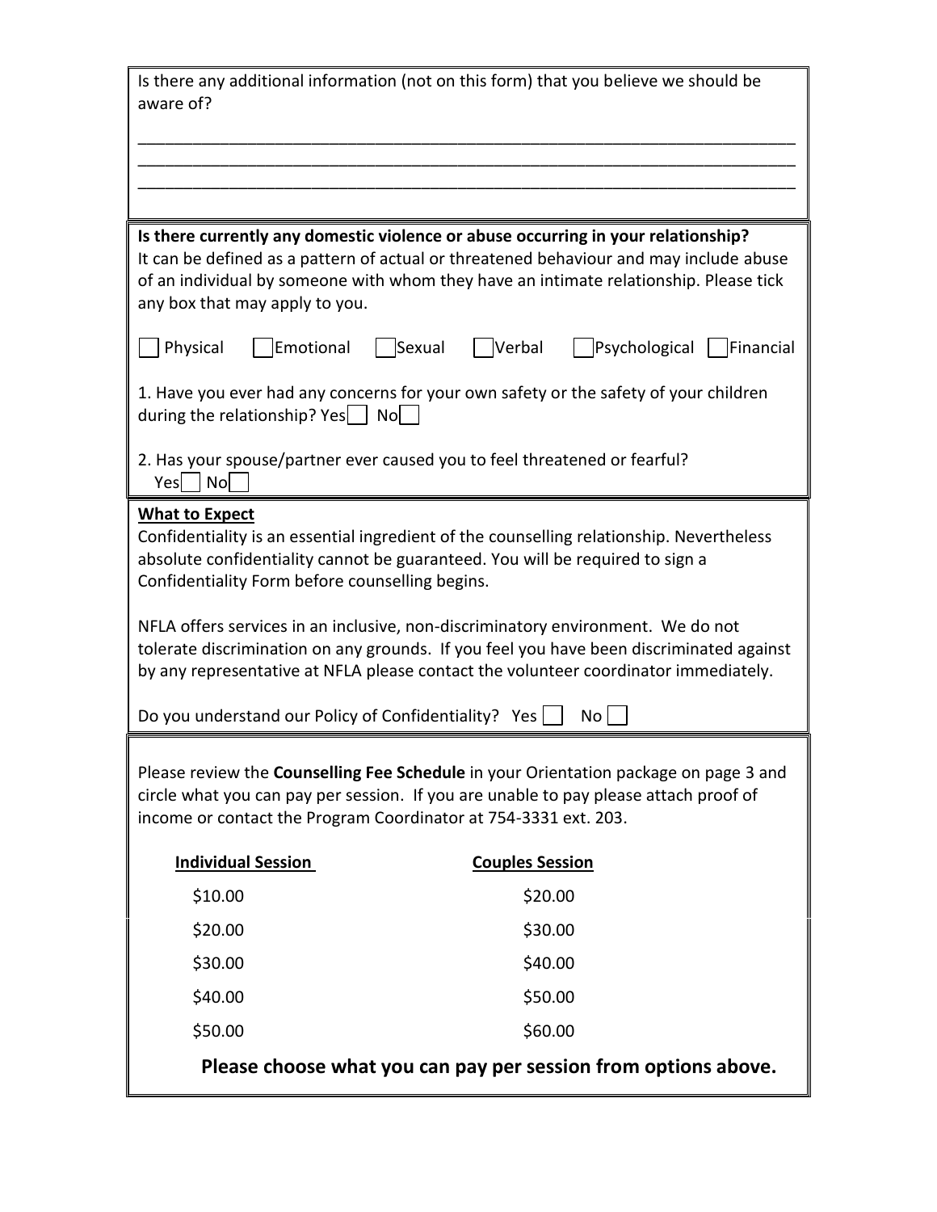Is there any additional information (not on this form) that you believe we should be aware of?

\_\_\_\_\_\_\_\_\_\_\_\_\_\_\_\_\_\_\_\_\_\_\_\_\_\_\_\_\_\_\_\_\_\_\_\_\_\_\_\_\_\_\_\_\_\_\_\_\_\_\_\_\_\_\_\_\_\_\_\_\_\_\_\_\_\_\_\_\_\_\_\_

\_\_\_\_\_\_\_\_\_\_\_\_\_\_\_\_\_\_\_\_\_\_\_\_\_\_\_\_\_\_\_\_\_\_\_\_\_\_\_\_\_\_\_\_\_\_\_\_\_\_\_\_\_\_\_\_\_\_\_\_\_\_\_\_\_\_\_\_\_\_\_\_

\_\_\_\_\_\_\_\_\_\_\_\_\_\_\_\_\_\_\_\_\_\_\_\_\_\_\_\_\_\_\_\_\_\_\_\_\_\_\_\_\_\_\_\_\_\_\_\_\_\_\_\_\_\_\_\_\_\_\_\_\_\_\_\_\_\_\_\_\_\_\_\_

**Is there currently any domestic violence or abuse occurring in your relationship?**
It can be defined as a pattern of actual or threatened behaviour and may include abuse of an individual by someone with whom they have an intimate relationship. Please tick any box that may apply to you.

☐ Physical ☐ Emotional ☐ Sexual ☐ Verbal ☐ Psychological ☐ Financial

1. Have you ever had any concerns for your own safety or the safety of your children during the relationship? Yes ☐ No ☐

2. Has your spouse/partner ever caused you to feel threatened or fearful?
Yes ☐ No ☐

**What to Expect**

Confidentiality is an essential ingredient of the counselling relationship. Nevertheless absolute confidentiality cannot be guaranteed. You will be required to sign a Confidentiality Form before counselling begins.

NFLA offers services in an inclusive, non-discriminatory environment. We do not tolerate discrimination on any grounds. If you feel you have been discriminated against by any representative at NFLA please contact the volunteer coordinator immediately.

Do you understand our Policy of Confidentiality? Yes ☐ No ☐

Please review the **Counselling Fee Schedule** in your Orientation package on page 3 and circle what you can pay per session. If you are unable to pay please attach proof of income or contact the Program Coordinator at 754-3331 ext. 203.

| Individual Session | Couples Session |
|---|---|
| $10.00 | $20.00 |
| $20.00 | $30.00 |
| $30.00 | $40.00 |
| $40.00 | $50.00 |
| $50.00 | $60.00 |

**Please choose what you can pay per session from options above.**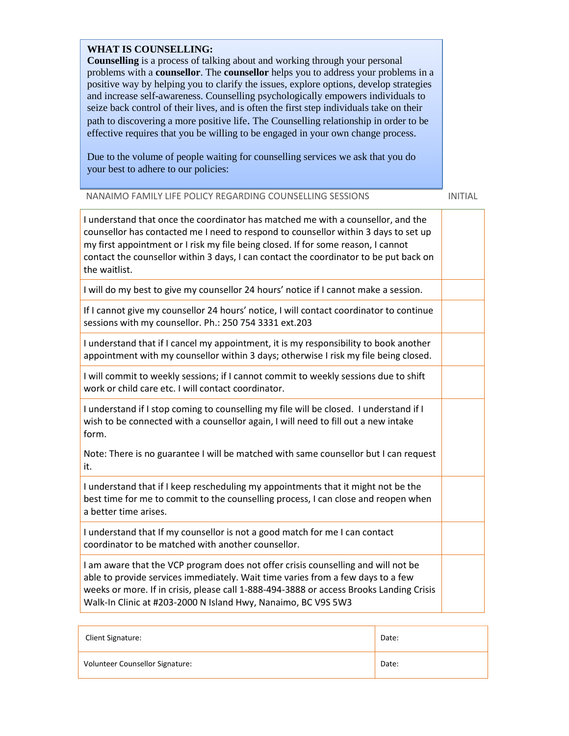**WHAT IS COUNSELLING:**

**Counselling** is a process of talking about and working through your personal problems with a **counsellor**. The **counsellor** helps you to address your problems in a positive way by helping you to clarify the issues, explore options, develop strategies and increase self-awareness. Counselling psychologically empowers individuals to seize back control of their lives, and is often the first step individuals take on their path to discovering a more positive life. The Counselling relationship in order to be effective requires that you be willing to be engaged in your own change process.

Due to the volume of people waiting for counselling services we ask that you do your best to adhere to our policies:

| NANAIMO FAMILY LIFE POLICY REGARDING COUNSELLING SESSIONS | INITIAL |
|---|---|
| I understand that once the coordinator has matched me with a counsellor, and the counsellor has contacted me I need to respond to counsellor within 3 days to set up my first appointment or I risk my file being closed. If for some reason, I cannot contact the counsellor within 3 days, I can contact the coordinator to be put back on the waitlist. | |
| I will do my best to give my counsellor 24 hours' notice if I cannot make a session. | |
| If I cannot give my counsellor 24 hours' notice, I will contact coordinator to continue sessions with my counsellor. Ph.: 250 754 3331 ext.203 | |
| I understand that if I cancel my appointment, it is my responsibility to book another appointment with my counsellor within 3 days; otherwise I risk my file being closed. | |
| I will commit to weekly sessions; if I cannot commit to weekly sessions due to shift work or child care etc. I will contact coordinator. | |
| I understand if I stop coming to counselling my file will be closed. I understand if I wish to be connected with a counsellor again, I will need to fill out a new intake form. Note: There is no guarantee I will be matched with same counsellor but I can request it. | |
| I understand that if I keep rescheduling my appointments that it might not be the best time for me to commit to the counselling process, I can close and reopen when a better time arises. | |
| I understand that If my counsellor is not a good match for me I can contact coordinator to be matched with another counsellor. | |
| I am aware that the VCP program does not offer crisis counselling and will not be able to provide services immediately. Wait time varies from a few days to a few weeks or more. If in crisis, please call 1-888-494-3888 or access Brooks Landing Crisis Walk-In Clinic at #203-2000 N Island Hwy, Nanaimo, BC V9S 5W3 | |

| Client Signature: | Date: |
|---|---|
| Volunteer Counsellor Signature: | Date: |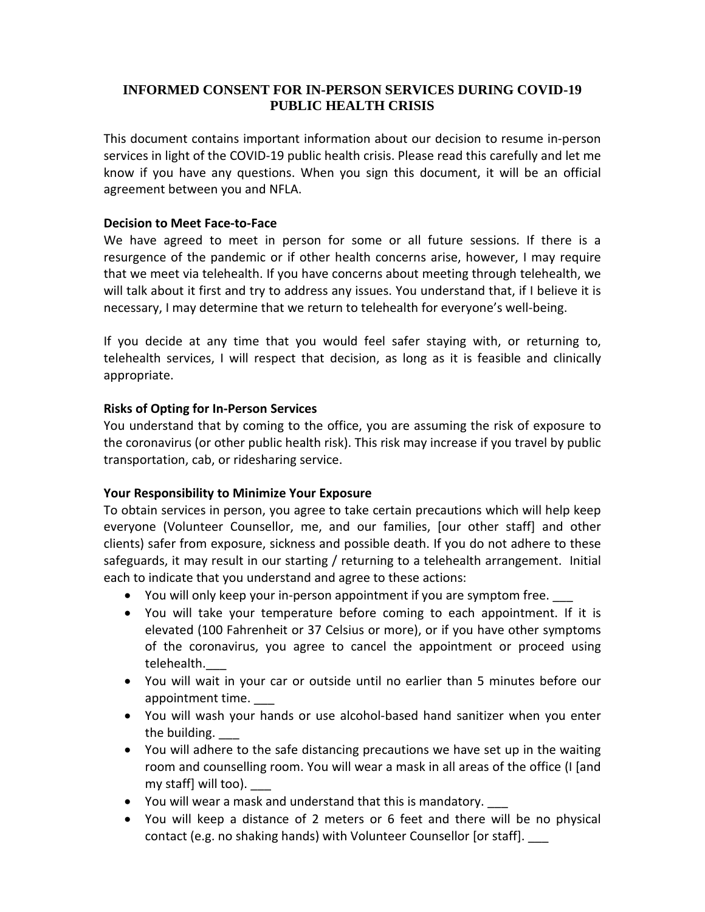# INFORMED CONSENT FOR IN-PERSON SERVICES DURING COVID-19 PUBLIC HEALTH CRISIS

This document contains important information about our decision to resume in-person services in light of the COVID-19 public health crisis. Please read this carefully and let me know if you have any questions. When you sign this document, it will be an official agreement between you and NFLA.

**Decision to Meet Face-to-Face**

We have agreed to meet in person for some or all future sessions. If there is a resurgence of the pandemic or if other health concerns arise, however, I may require that we meet via telehealth. If you have concerns about meeting through telehealth, we will talk about it first and try to address any issues. You understand that, if I believe it is necessary, I may determine that we return to telehealth for everyone's well-being.

If you decide at any time that you would feel safer staying with, or returning to, telehealth services, I will respect that decision, as long as it is feasible and clinically appropriate.

**Risks of Opting for In-Person Services**

You understand that by coming to the office, you are assuming the risk of exposure to the coronavirus (or other public health risk). This risk may increase if you travel by public transportation, cab, or ridesharing service.

**Your Responsibility to Minimize Your Exposure**

To obtain services in person, you agree to take certain precautions which will help keep everyone (Volunteer Counsellor, me, and our families, [our other staff] and other clients) safer from exposure, sickness and possible death. If you do not adhere to these safeguards, it may result in our starting / returning to a telehealth arrangement. Initial each to indicate that you understand and agree to these actions:

- You will only keep your in-person appointment if you are symptom free. ___
- You will take your temperature before coming to each appointment. If it is elevated (100 Fahrenheit or 37 Celsius or more), or if you have other symptoms of the coronavirus, you agree to cancel the appointment or proceed using telehealth.___
- You will wait in your car or outside until no earlier than 5 minutes before our appointment time. ___
- You will wash your hands or use alcohol-based hand sanitizer when you enter the building. ___
- You will adhere to the safe distancing precautions we have set up in the waiting room and counselling room. You will wear a mask in all areas of the office (I [and my staff] will too). ___
- You will wear a mask and understand that this is mandatory. ___
- You will keep a distance of 2 meters or 6 feet and there will be no physical contact (e.g. no shaking hands) with Volunteer Counsellor [or staff]. ___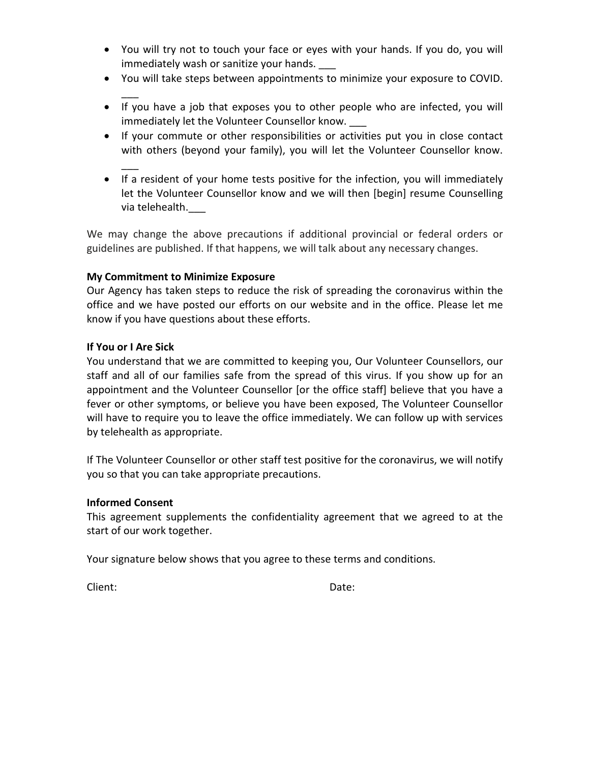- You will try not to touch your face or eyes with your hands. If you do, you will immediately wash or sanitize your hands. ___
- You will take steps between appointments to minimize your exposure to COVID. ___
- If you have a job that exposes you to other people who are infected, you will immediately let the Volunteer Counsellor know. ___
- If your commute or other responsibilities or activities put you in close contact with others (beyond your family), you will let the Volunteer Counsellor know. ___
- If a resident of your home tests positive for the infection, you will immediately let the Volunteer Counsellor know and we will then [begin] resume Counselling via telehealth.___

We may change the above precautions if additional provincial or federal orders or guidelines are published. If that happens, we will talk about any necessary changes.

**My Commitment to Minimize Exposure**

Our Agency has taken steps to reduce the risk of spreading the coronavirus within the office and we have posted our efforts on our website and in the office. Please let me know if you have questions about these efforts.

**If You or I Are Sick**

You understand that we are committed to keeping you, Our Volunteer Counsellors, our staff and all of our families safe from the spread of this virus. If you show up for an appointment and the Volunteer Counsellor [or the office staff] believe that you have a fever or other symptoms, or believe you have been exposed, The Volunteer Counsellor will have to require you to leave the office immediately. We can follow up with services by telehealth as appropriate.

If The Volunteer Counsellor or other staff test positive for the coronavirus, we will notify you so that you can take appropriate precautions.

**Informed Consent**

This agreement supplements the confidentiality agreement that we agreed to at the start of our work together.

Your signature below shows that you agree to these terms and conditions.

Client: Date: